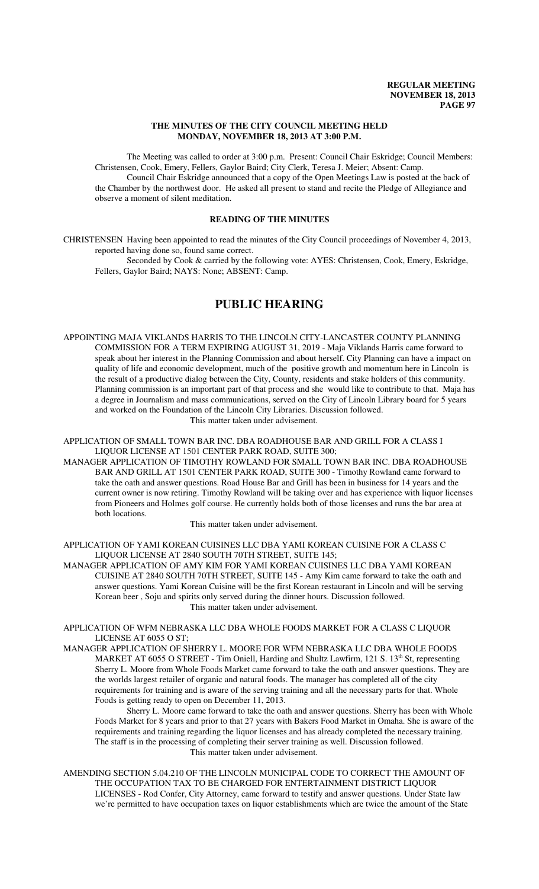**THE MINUTES OF THE CITY COUNCIL MEETING HELD MONDAY, NOVEMBER 18, 2013 AT 3:00 P.M.**

The Meeting was called to order at 3:00 p.m. Present: Council Chair Eskridge; Council Members: Christensen, Cook, Emery, Fellers, Gaylor Baird; City Clerk, Teresa J. Meier; Absent: Camp.

Council Chair Eskridge announced that a copy of the Open Meetings Law is posted at the back of the Chamber by the northwest door. He asked all present to stand and recite the Pledge of Allegiance and observe a moment of silent meditation.

**READING OF THE MINUTES**

CHRISTENSEN Having been appointed to read the minutes of the City Council proceedings of November 4, 2013, reported having done so, found same correct.

Seconded by Cook & carried by the following vote: AYES: Christensen, Cook, Emery, Eskridge, Fellers, Gaylor Baird; NAYS: None; ABSENT: Camp.

# PUBLIC HEARING

APPOINTING MAJA VIKLANDS HARRIS TO THE LINCOLN CITY-LANCASTER COUNTY PLANNING COMMISSION FOR A TERM EXPIRING AUGUST 31, 2019 - Maja Viklands Harris came forward to speak about her interest in the Planning Commission and about herself. City Planning can have a impact on quality of life and economic development, much of the positive growth and momentum here in Lincoln is the result of a productive dialog between the City, County, residents and stake holders of this community. Planning commission is an important part of that process and she would like to contribute to that. Maja has a degree in Journalism and mass communications, served on the City of Lincoln Library board for 5 years and worked on the Foundation of the Lincoln City Libraries. Discussion followed.

This matter taken under advisement.

APPLICATION OF SMALL TOWN BAR INC. DBA ROADHOUSE BAR AND GRILL FOR A CLASS I LIQUOR LICENSE AT 1501 CENTER PARK ROAD, SUITE 300;

MANAGER APPLICATION OF TIMOTHY ROWLAND FOR SMALL TOWN BAR INC. DBA ROADHOUSE BAR AND GRILL AT 1501 CENTER PARK ROAD, SUITE 300 - Timothy Rowland came forward to take the oath and answer questions. Road House Bar and Grill has been in business for 14 years and the current owner is now retiring. Timothy Rowland will be taking over and has experience with liquor licenses from Pioneers and Holmes golf course. He currently holds both of those licenses and runs the bar area at both locations.

This matter taken under advisement.

APPLICATION OF YAMI KOREAN CUISINES LLC DBA YAMI KOREAN CUISINE FOR A CLASS C LIQUOR LICENSE AT 2840 SOUTH 70TH STREET, SUITE 145;

MANAGER APPLICATION OF AMY KIM FOR YAMI KOREAN CUISINES LLC DBA YAMI KOREAN CUISINE AT 2840 SOUTH 70TH STREET, SUITE 145 - Amy Kim came forward to take the oath and answer questions. Yami Korean Cuisine will be the first Korean restaurant in Lincoln and will be serving Korean beer , Soju and spirits only served during the dinner hours. Discussion followed.

This matter taken under advisement.

APPLICATION OF WFM NEBRASKA LLC DBA WHOLE FOODS MARKET FOR A CLASS C LIQUOR LICENSE AT 6055 O ST;

MANAGER APPLICATION OF SHERRY L. MOORE FOR WFM NEBRASKA LLC DBA WHOLE FOODS MARKET AT 6055 O STREET - Tim Oniell, Harding and Shultz Lawfirm, 121 S. 13th St, representing Sherry L. Moore from Whole Foods Market came forward to take the oath and answer questions. They are the worlds largest retailer of organic and natural foods. The manager has completed all of the city requirements for training and is aware of the serving training and all the necessary parts for that. Whole Foods is getting ready to open on December 11, 2013.

Sherry L. Moore came forward to take the oath and answer questions. Sherry has been with Whole Foods Market for 8 years and prior to that 27 years with Bakers Food Market in Omaha. She is aware of the requirements and training regarding the liquor licenses and has already completed the necessary training. The staff is in the processing of completing their server training as well. Discussion followed.

This matter taken under advisement.

AMENDING SECTION 5.04.210 OF THE LINCOLN MUNICIPAL CODE TO CORRECT THE AMOUNT OF THE OCCUPATION TAX TO BE CHARGED FOR ENTERTAINMENT DISTRICT LIQUOR LICENSES - Rod Confer, City Attorney, came forward to testify and answer questions. Under State law we're permitted to have occupation taxes on liquor establishments which are twice the amount of the State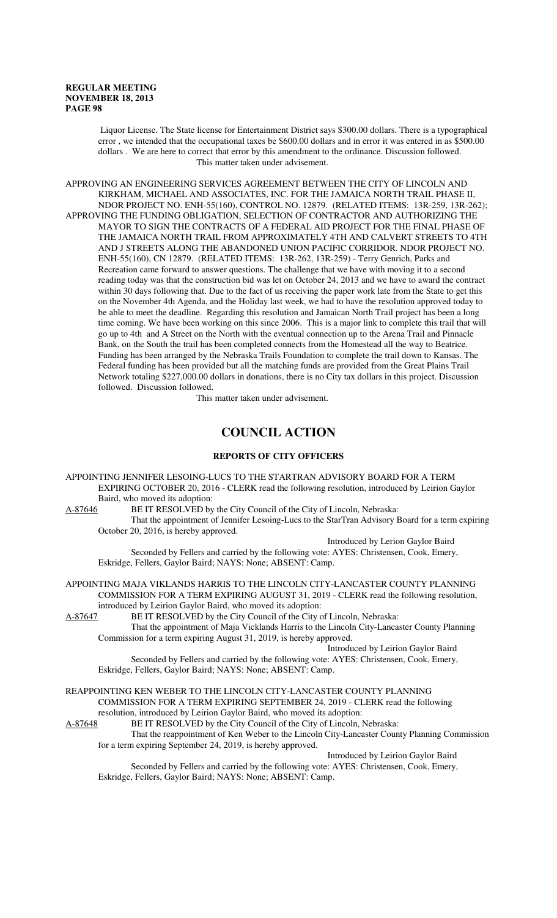Liquor License. The State license for Entertainment District says $300.00 dollars. There is a typographical error , we intended that the occupational taxes be $600.00 dollars and in error it was entered in as $500.00 dollars . We are here to correct that error by this amendment to the ordinance. Discussion followed.
This matter taken under advisement.

APPROVING AN ENGINEERING SERVICES AGREEMENT BETWEEN THE CITY OF LINCOLN AND KIRKHAM, MICHAEL AND ASSOCIATES, INC. FOR THE JAMAICA NORTH TRAIL PHASE II, NDOR PROJECT NO. ENH-55(160), CONTROL NO. 12879. (RELATED ITEMS: 13R-259, 13R-262);
APPROVING THE FUNDING OBLIGATION, SELECTION OF CONTRACTOR AND AUTHORIZING THE MAYOR TO SIGN THE CONTRACTS OF A FEDERAL AID PROJECT FOR THE FINAL PHASE OF THE JAMAICA NORTH TRAIL FROM APPROXIMATELY 4TH AND CALVERT STREETS TO 4TH AND J STREETS ALONG THE ABANDONED UNION PACIFIC CORRIDOR. NDOR PROJECT NO. ENH-55(160), CN 12879. (RELATED ITEMS: 13R-262, 13R-259) - Terry Genrich, Parks and Recreation came forward to answer questions. The challenge that we have with moving it to a second reading today was that the construction bid was let on October 24, 2013 and we have to award the contract within 30 days following that. Due to the fact of us receiving the paper work late from the State to get this on the November 4th Agenda, and the Holiday last week, we had to have the resolution approved today to be able to meet the deadline. Regarding this resolution and Jamaican North Trail project has been a long time coming. We have been working on this since 2006. This is a major link to complete this trail that will go up to 4th and A Street on the North with the eventual connection up to the Arena Trail and Pinnacle Bank, on the South the trail has been completed connects from the Homestead all the way to Beatrice. Funding has been arranged by the Nebraska Trails Foundation to complete the trail down to Kansas. The Federal funding has been provided but all the matching funds are provided from the Great Plains Trail Network totaling $227,000.00 dollars in donations, there is no City tax dollars in this project. Discussion followed. Discussion followed.
This matter taken under advisement.

# COUNCIL ACTION

## REPORTS OF CITY OFFICERS

APPOINTING JENNIFER LESOING-LUCS TO THE STARTRAN ADVISORY BOARD FOR A TERM EXPIRING OCTOBER 20, 2016 - CLERK read the following resolution, introduced by Leirion Gaylor Baird, who moved its adoption:

A-87646 BE IT RESOLVED by the City Council of the City of Lincoln, Nebraska:
That the appointment of Jennifer Lesoing-Lucs to the StarTran Advisory Board for a term expiring October 20, 2016, is hereby approved.
Introduced by Lerion Gaylor Baird
Seconded by Fellers and carried by the following vote: AYES: Christensen, Cook, Emery, Eskridge, Fellers, Gaylor Baird; NAYS: None; ABSENT: Camp.

APPOINTING MAJA VIKLANDS HARRIS TO THE LINCOLN CITY-LANCASTER COUNTY PLANNING COMMISSION FOR A TERM EXPIRING AUGUST 31, 2019 - CLERK read the following resolution, introduced by Leirion Gaylor Baird, who moved its adoption:

A-87647 BE IT RESOLVED by the City Council of the City of Lincoln, Nebraska:
That the appointment of Maja Vicklands Harris to the Lincoln City-Lancaster County Planning Commission for a term expiring August 31, 2019, is hereby approved.
Introduced by Leirion Gaylor Baird
Seconded by Fellers and carried by the following vote: AYES: Christensen, Cook, Emery, Eskridge, Fellers, Gaylor Baird; NAYS: None; ABSENT: Camp.

REAPPOINTING KEN WEBER TO THE LINCOLN CITY-LANCASTER COUNTY PLANNING COMMISSION FOR A TERM EXPIRING SEPTEMBER 24, 2019 - CLERK read the following resolution, introduced by Leirion Gaylor Baird, who moved its adoption:

A-87648 BE IT RESOLVED by the City Council of the City of Lincoln, Nebraska:
That the reappointment of Ken Weber to the Lincoln City-Lancaster County Planning Commission for a term expiring September 24, 2019, is hereby approved.
Introduced by Leirion Gaylor Baird
Seconded by Fellers and carried by the following vote: AYES: Christensen, Cook, Emery, Eskridge, Fellers, Gaylor Baird; NAYS: None; ABSENT: Camp.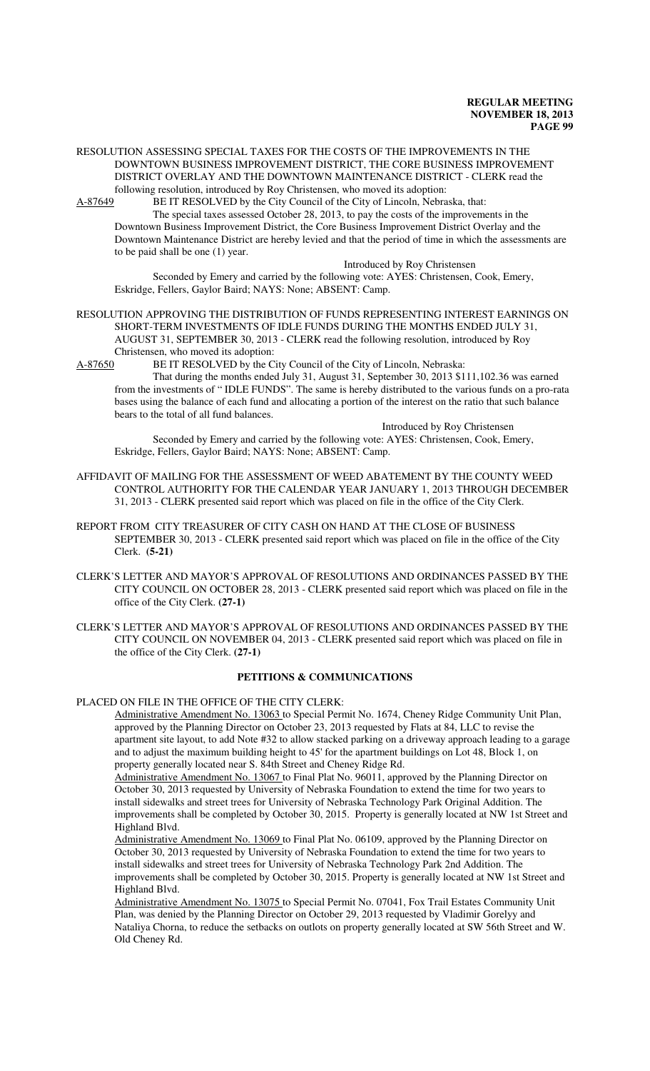RESOLUTION ASSESSING SPECIAL TAXES FOR THE COSTS OF THE IMPROVEMENTS IN THE DOWNTOWN BUSINESS IMPROVEMENT DISTRICT, THE CORE BUSINESS IMPROVEMENT DISTRICT OVERLAY AND THE DOWNTOWN MAINTENANCE DISTRICT - CLERK read the following resolution, introduced by Roy Christensen, who moved its adoption:

A-87649 BE IT RESOLVED by the City Council of the City of Lincoln, Nebraska, that:

The special taxes assessed October 28, 2013, to pay the costs of the improvements in the Downtown Business Improvement District, the Core Business Improvement District Overlay and the Downtown Maintenance District are hereby levied and that the period of time in which the assessments are to be paid shall be one (1) year.

Introduced by Roy Christensen

Seconded by Emery and carried by the following vote: AYES: Christensen, Cook, Emery, Eskridge, Fellers, Gaylor Baird; NAYS: None; ABSENT: Camp.

RESOLUTION APPROVING THE DISTRIBUTION OF FUNDS REPRESENTING INTEREST EARNINGS ON SHORT-TERM INVESTMENTS OF IDLE FUNDS DURING THE MONTHS ENDED JULY 31, AUGUST 31, SEPTEMBER 30, 2013 - CLERK read the following resolution, introduced by Roy Christensen, who moved its adoption:

A-87650 BE IT RESOLVED by the City Council of the City of Lincoln, Nebraska:

That during the months ended July 31, August 31, September 30, 2013 $111,102.36 was earned from the investments of " IDLE FUNDS". The same is hereby distributed to the various funds on a pro-rata bases using the balance of each fund and allocating a portion of the interest on the ratio that such balance bears to the total of all fund balances.

Introduced by Roy Christensen

Seconded by Emery and carried by the following vote: AYES: Christensen, Cook, Emery, Eskridge, Fellers, Gaylor Baird; NAYS: None; ABSENT: Camp.

AFFIDAVIT OF MAILING FOR THE ASSESSMENT OF WEED ABATEMENT BY THE COUNTY WEED CONTROL AUTHORITY FOR THE CALENDAR YEAR JANUARY 1, 2013 THROUGH DECEMBER 31, 2013 - CLERK presented said report which was placed on file in the office of the City Clerk.

REPORT FROM CITY TREASURER OF CITY CASH ON HAND AT THE CLOSE OF BUSINESS SEPTEMBER 30, 2013 - CLERK presented said report which was placed on file in the office of the City Clerk. **(5-21)**

CLERK'S LETTER AND MAYOR'S APPROVAL OF RESOLUTIONS AND ORDINANCES PASSED BY THE CITY COUNCIL ON OCTOBER 28, 2013 - CLERK presented said report which was placed on file in the office of the City Clerk. **(27-1)**

CLERK'S LETTER AND MAYOR'S APPROVAL OF RESOLUTIONS AND ORDINANCES PASSED BY THE CITY COUNCIL ON NOVEMBER 04, 2013 - CLERK presented said report which was placed on file in the office of the City Clerk. **(27-1)**

## PETITIONS & COMMUNICATIONS

PLACED ON FILE IN THE OFFICE OF THE CITY CLERK:

Administrative Amendment No. 13063 to Special Permit No. 1674, Cheney Ridge Community Unit Plan, approved by the Planning Director on October 23, 2013 requested by Flats at 84, LLC to revise the apartment site layout, to add Note #32 to allow stacked parking on a driveway approach leading to a garage and to adjust the maximum building height to 45' for the apartment buildings on Lot 48, Block 1, on property generally located near S. 84th Street and Cheney Ridge Rd.

Administrative Amendment No. 13067 to Final Plat No. 96011, approved by the Planning Director on October 30, 2013 requested by University of Nebraska Foundation to extend the time for two years to install sidewalks and street trees for University of Nebraska Technology Park Original Addition. The improvements shall be completed by October 30, 2015. Property is generally located at NW 1st Street and Highland Blvd.

Administrative Amendment No. 13069 to Final Plat No. 06109, approved by the Planning Director on October 30, 2013 requested by University of Nebraska Foundation to extend the time for two years to install sidewalks and street trees for University of Nebraska Technology Park 2nd Addition. The improvements shall be completed by October 30, 2015. Property is generally located at NW 1st Street and Highland Blvd.

Administrative Amendment No. 13075 to Special Permit No. 07041, Fox Trail Estates Community Unit Plan, was denied by the Planning Director on October 29, 2013 requested by Vladimir Gorelyy and Nataliya Chorna, to reduce the setbacks on outlots on property generally located at SW 56th Street and W. Old Cheney Rd.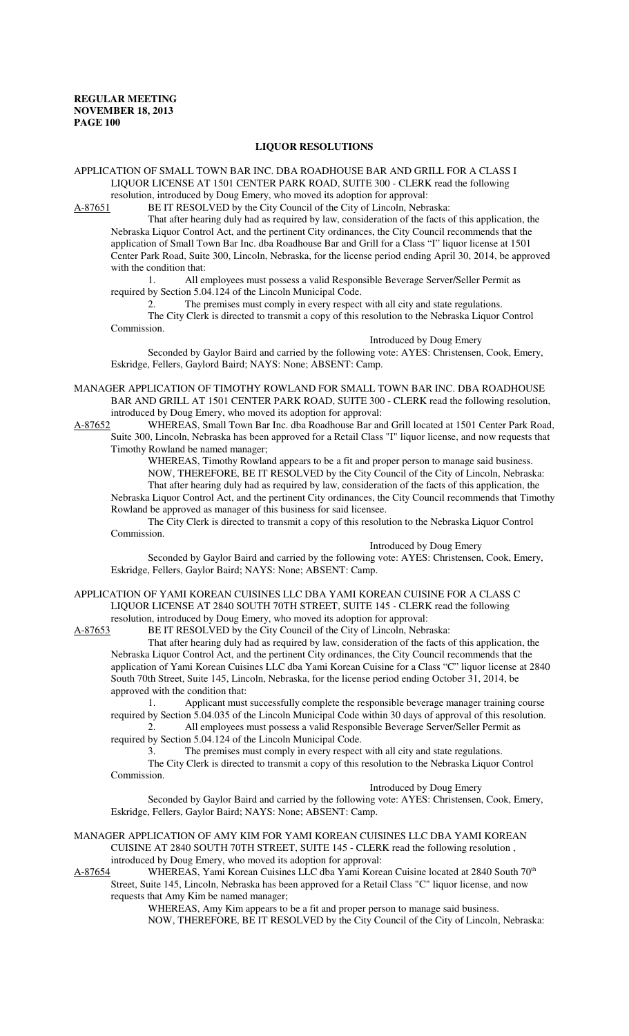## LIQUOR RESOLUTIONS

APPLICATION OF SMALL TOWN BAR INC. DBA ROADHOUSE BAR AND GRILL FOR A CLASS I LIQUOR LICENSE AT 1501 CENTER PARK ROAD, SUITE 300 - CLERK read the following resolution, introduced by Doug Emery, who moved its adoption for approval:

A-87651 BE IT RESOLVED by the City Council of the City of Lincoln, Nebraska:

That after hearing duly had as required by law, consideration of the facts of this application, the Nebraska Liquor Control Act, and the pertinent City ordinances, the City Council recommends that the application of Small Town Bar Inc. dba Roadhouse Bar and Grill for a Class "I" liquor license at 1501 Center Park Road, Suite 300, Lincoln, Nebraska, for the license period ending April 30, 2014, be approved with the condition that:

1. All employees must possess a valid Responsible Beverage Server/Seller Permit as required by Section 5.04.124 of the Lincoln Municipal Code.
2. The premises must comply in every respect with all city and state regulations.

The City Clerk is directed to transmit a copy of this resolution to the Nebraska Liquor Control Commission.

Introduced by Doug Emery

Seconded by Gaylor Baird and carried by the following vote: AYES: Christensen, Cook, Emery, Eskridge, Fellers, Gaylord Baird; NAYS: None; ABSENT: Camp.

MANAGER APPLICATION OF TIMOTHY ROWLAND FOR SMALL TOWN BAR INC. DBA ROADHOUSE BAR AND GRILL AT 1501 CENTER PARK ROAD, SUITE 300 - CLERK read the following resolution, introduced by Doug Emery, who moved its adoption for approval:

A-87652 WHEREAS, Small Town Bar Inc. dba Roadhouse Bar and Grill located at 1501 Center Park Road, Suite 300, Lincoln, Nebraska has been approved for a Retail Class "I" liquor license, and now requests that Timothy Rowland be named manager;

WHEREAS, Timothy Rowland appears to be a fit and proper person to manage said business.

NOW, THEREFORE, BE IT RESOLVED by the City Council of the City of Lincoln, Nebraska:

That after hearing duly had as required by law, consideration of the facts of this application, the Nebraska Liquor Control Act, and the pertinent City ordinances, the City Council recommends that Timothy Rowland be approved as manager of this business for said licensee.

The City Clerk is directed to transmit a copy of this resolution to the Nebraska Liquor Control Commission.

Introduced by Doug Emery

Seconded by Gaylor Baird and carried by the following vote: AYES: Christensen, Cook, Emery, Eskridge, Fellers, Gaylor Baird; NAYS: None; ABSENT: Camp.

APPLICATION OF YAMI KOREAN CUISINES LLC DBA YAMI KOREAN CUISINE FOR A CLASS C LIQUOR LICENSE AT 2840 SOUTH 70TH STREET, SUITE 145 - CLERK read the following resolution, introduced by Doug Emery, who moved its adoption for approval:

A-87653 BE IT RESOLVED by the City Council of the City of Lincoln, Nebraska:

That after hearing duly had as required by law, consideration of the facts of this application, the Nebraska Liquor Control Act, and the pertinent City ordinances, the City Council recommends that the application of Yami Korean Cuisines LLC dba Yami Korean Cuisine for a Class "C" liquor license at 2840 South 70th Street, Suite 145, Lincoln, Nebraska, for the license period ending October 31, 2014, be approved with the condition that:

1. Applicant must successfully complete the responsible beverage manager training course required by Section 5.04.035 of the Lincoln Municipal Code within 30 days of approval of this resolution.
2. All employees must possess a valid Responsible Beverage Server/Seller Permit as required by Section 5.04.124 of the Lincoln Municipal Code.
3. The premises must comply in every respect with all city and state regulations.

The City Clerk is directed to transmit a copy of this resolution to the Nebraska Liquor Control Commission.

Introduced by Doug Emery

Seconded by Gaylor Baird and carried by the following vote: AYES: Christensen, Cook, Emery, Eskridge, Fellers, Gaylor Baird; NAYS: None; ABSENT: Camp.

MANAGER APPLICATION OF AMY KIM FOR YAMI KOREAN CUISINES LLC DBA YAMI KOREAN CUISINE AT 2840 SOUTH 70TH STREET, SUITE 145 - CLERK read the following resolution , introduced by Doug Emery, who moved its adoption for approval:

A-87654 WHEREAS, Yami Korean Cuisines LLC dba Yami Korean Cuisine located at 2840 South 70th Street, Suite 145, Lincoln, Nebraska has been approved for a Retail Class "C" liquor license, and now requests that Amy Kim be named manager;

WHEREAS, Amy Kim appears to be a fit and proper person to manage said business.

NOW, THEREFORE, BE IT RESOLVED by the City Council of the City of Lincoln, Nebraska: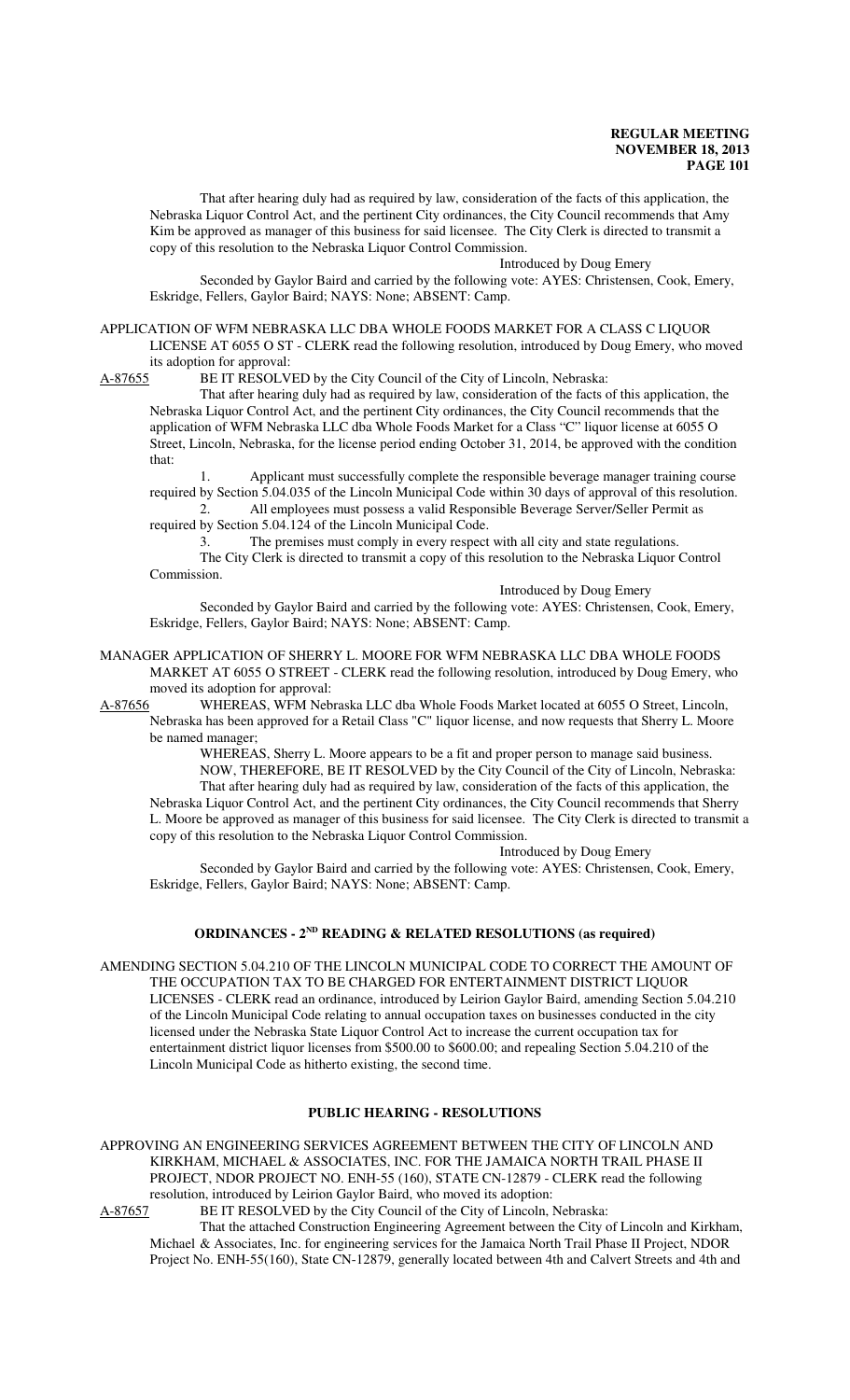That after hearing duly had as required by law, consideration of the facts of this application, the Nebraska Liquor Control Act, and the pertinent City ordinances, the City Council recommends that Amy Kim be approved as manager of this business for said licensee. The City Clerk is directed to transmit a copy of this resolution to the Nebraska Liquor Control Commission.

Introduced by Doug Emery

Seconded by Gaylor Baird and carried by the following vote: AYES: Christensen, Cook, Emery, Eskridge, Fellers, Gaylor Baird; NAYS: None; ABSENT: Camp.

APPLICATION OF WFM NEBRASKA LLC DBA WHOLE FOODS MARKET FOR A CLASS C LIQUOR LICENSE AT 6055 O ST - CLERK read the following resolution, introduced by Doug Emery, who moved its adoption for approval:

A-87655 BE IT RESOLVED by the City Council of the City of Lincoln, Nebraska:

That after hearing duly had as required by law, consideration of the facts of this application, the Nebraska Liquor Control Act, and the pertinent City ordinances, the City Council recommends that the application of WFM Nebraska LLC dba Whole Foods Market for a Class "C" liquor license at 6055 O Street, Lincoln, Nebraska, for the license period ending October 31, 2014, be approved with the condition that:

1. Applicant must successfully complete the responsible beverage manager training course required by Section 5.04.035 of the Lincoln Municipal Code within 30 days of approval of this resolution.
2. All employees must possess a valid Responsible Beverage Server/Seller Permit as required by Section 5.04.124 of the Lincoln Municipal Code.
3. The premises must comply in every respect with all city and state regulations.

The City Clerk is directed to transmit a copy of this resolution to the Nebraska Liquor Control Commission.

Introduced by Doug Emery

Seconded by Gaylor Baird and carried by the following vote: AYES: Christensen, Cook, Emery, Eskridge, Fellers, Gaylor Baird; NAYS: None; ABSENT: Camp.

MANAGER APPLICATION OF SHERRY L. MOORE FOR WFM NEBRASKA LLC DBA WHOLE FOODS MARKET AT 6055 O STREET - CLERK read the following resolution, introduced by Doug Emery, who moved its adoption for approval:

A-87656 WHEREAS, WFM Nebraska LLC dba Whole Foods Market located at 6055 O Street, Lincoln, Nebraska has been approved for a Retail Class "C" liquor license, and now requests that Sherry L. Moore be named manager;

WHEREAS, Sherry L. Moore appears to be a fit and proper person to manage said business.

NOW, THEREFORE, BE IT RESOLVED by the City Council of the City of Lincoln, Nebraska:

That after hearing duly had as required by law, consideration of the facts of this application, the Nebraska Liquor Control Act, and the pertinent City ordinances, the City Council recommends that Sherry L. Moore be approved as manager of this business for said licensee. The City Clerk is directed to transmit a copy of this resolution to the Nebraska Liquor Control Commission.

Introduced by Doug Emery

Seconded by Gaylor Baird and carried by the following vote: AYES: Christensen, Cook, Emery, Eskridge, Fellers, Gaylor Baird; NAYS: None; ABSENT: Camp.

## ORDINANCES - 2ND READING & RELATED RESOLUTIONS (as required)

AMENDING SECTION 5.04.210 OF THE LINCOLN MUNICIPAL CODE TO CORRECT THE AMOUNT OF THE OCCUPATION TAX TO BE CHARGED FOR ENTERTAINMENT DISTRICT LIQUOR LICENSES - CLERK read an ordinance, introduced by Leirion Gaylor Baird, amending Section 5.04.210 of the Lincoln Municipal Code relating to annual occupation taxes on businesses conducted in the city licensed under the Nebraska State Liquor Control Act to increase the current occupation tax for entertainment district liquor licenses from $500.00 to $600.00; and repealing Section 5.04.210 of the Lincoln Municipal Code as hitherto existing, the second time.

## PUBLIC HEARING - RESOLUTIONS

APPROVING AN ENGINEERING SERVICES AGREEMENT BETWEEN THE CITY OF LINCOLN AND KIRKHAM, MICHAEL & ASSOCIATES, INC. FOR THE JAMAICA NORTH TRAIL PHASE II PROJECT, NDOR PROJECT NO. ENH-55 (160), STATE CN-12879 - CLERK read the following resolution, introduced by Leirion Gaylor Baird, who moved its adoption:

A-87657 BE IT RESOLVED by the City Council of the City of Lincoln, Nebraska:

That the attached Construction Engineering Agreement between the City of Lincoln and Kirkham, Michael & Associates, Inc. for engineering services for the Jamaica North Trail Phase II Project, NDOR Project No. ENH-55(160), State CN-12879, generally located between 4th and Calvert Streets and 4th and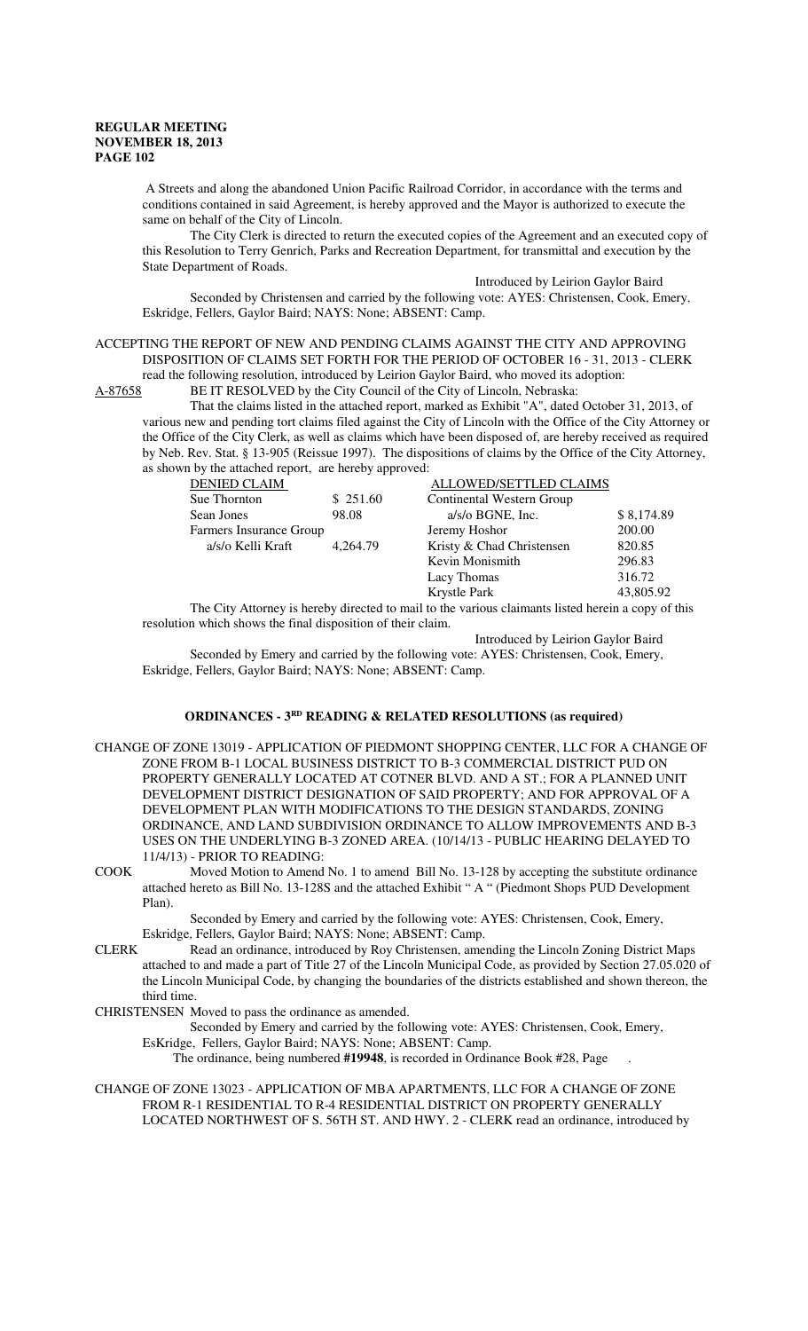A Streets and along the abandoned Union Pacific Railroad Corridor, in accordance with the terms and conditions contained in said Agreement, is hereby approved and the Mayor is authorized to execute the same on behalf of the City of Lincoln.

The City Clerk is directed to return the executed copies of the Agreement and an executed copy of this Resolution to Terry Genrich, Parks and Recreation Department, for transmittal and execution by the State Department of Roads.

Introduced by Leirion Gaylor Baird

Seconded by Christensen and carried by the following vote: AYES: Christensen, Cook, Emery, Eskridge, Fellers, Gaylor Baird; NAYS: None; ABSENT: Camp.

ACCEPTING THE REPORT OF NEW AND PENDING CLAIMS AGAINST THE CITY AND APPROVING DISPOSITION OF CLAIMS SET FORTH FOR THE PERIOD OF OCTOBER 16 - 31, 2013 - CLERK read the following resolution, introduced by Leirion Gaylor Baird, who moved its adoption:

A-87658 BE IT RESOLVED by the City Council of the City of Lincoln, Nebraska:

That the claims listed in the attached report, marked as Exhibit "A", dated October 31, 2013, of various new and pending tort claims filed against the City of Lincoln with the Office of the City Attorney or the Office of the City Clerk, as well as claims which have been disposed of, are hereby received as required by Neb. Rev. Stat. § 13-905 (Reissue 1997). The dispositions of claims by the Office of the City Attorney, as shown by the attached report, are hereby approved:

| DENIED CLAIM | | ALLOWED/SETTLED CLAIMS | |
|---|---|---|---|
| Sue Thornton | $ 251.60 | Continental Western Group | |
| Sean Jones | 98.08 | a/s/o BGNE, Inc. | $ 8,174.89 |
| Farmers Insurance Group | | Jeremy Hoshor | 200.00 |
| a/s/o Kelli Kraft | 4,264.79 | Kristy & Chad Christensen | 820.85 |
| | | Kevin Monismith | 296.83 |
| | | Lacy Thomas | 316.72 |
| | | Krystle Park | 43,805.92 |

The City Attorney is hereby directed to mail to the various claimants listed herein a copy of this resolution which shows the final disposition of their claim.

Introduced by Leirion Gaylor Baird

Seconded by Emery and carried by the following vote: AYES: Christensen, Cook, Emery, Eskridge, Fellers, Gaylor Baird; NAYS: None; ABSENT: Camp.

## ORDINANCES - 3RD READING & RELATED RESOLUTIONS (as required)

CHANGE OF ZONE 13019 - APPLICATION OF PIEDMONT SHOPPING CENTER, LLC FOR A CHANGE OF ZONE FROM B-1 LOCAL BUSINESS DISTRICT TO B-3 COMMERCIAL DISTRICT PUD ON PROPERTY GENERALLY LOCATED AT COTNER BLVD. AND A ST.; FOR A PLANNED UNIT DEVELOPMENT DISTRICT DESIGNATION OF SAID PROPERTY; AND FOR APPROVAL OF A DEVELOPMENT PLAN WITH MODIFICATIONS TO THE DESIGN STANDARDS, ZONING ORDINANCE, AND LAND SUBDIVISION ORDINANCE TO ALLOW IMPROVEMENTS AND B-3 USES ON THE UNDERLYING B-3 ZONED AREA. (10/14/13 - PUBLIC HEARING DELAYED TO 11/4/13) - PRIOR TO READING:

COOK Moved Motion to Amend No. 1 to amend Bill No. 13-128 by accepting the substitute ordinance attached hereto as Bill No. 13-128S and the attached Exhibit " A " (Piedmont Shops PUD Development Plan).

Seconded by Emery and carried by the following vote: AYES: Christensen, Cook, Emery, Eskridge, Fellers, Gaylor Baird; NAYS: None; ABSENT: Camp.

CLERK Read an ordinance, introduced by Roy Christensen, amending the Lincoln Zoning District Maps attached to and made a part of Title 27 of the Lincoln Municipal Code, as provided by Section 27.05.020 of the Lincoln Municipal Code, by changing the boundaries of the districts established and shown thereon, the third time.

CHRISTENSEN Moved to pass the ordinance as amended.

Seconded by Emery and carried by the following vote: AYES: Christensen, Cook, Emery, EsKridge, Fellers, Gaylor Baird; NAYS: None; ABSENT: Camp.

The ordinance, being numbered **#19948**, is recorded in Ordinance Book #28, Page .

CHANGE OF ZONE 13023 - APPLICATION OF MBA APARTMENTS, LLC FOR A CHANGE OF ZONE FROM R-1 RESIDENTIAL TO R-4 RESIDENTIAL DISTRICT ON PROPERTY GENERALLY LOCATED NORTHWEST OF S. 56TH ST. AND HWY. 2 - CLERK read an ordinance, introduced by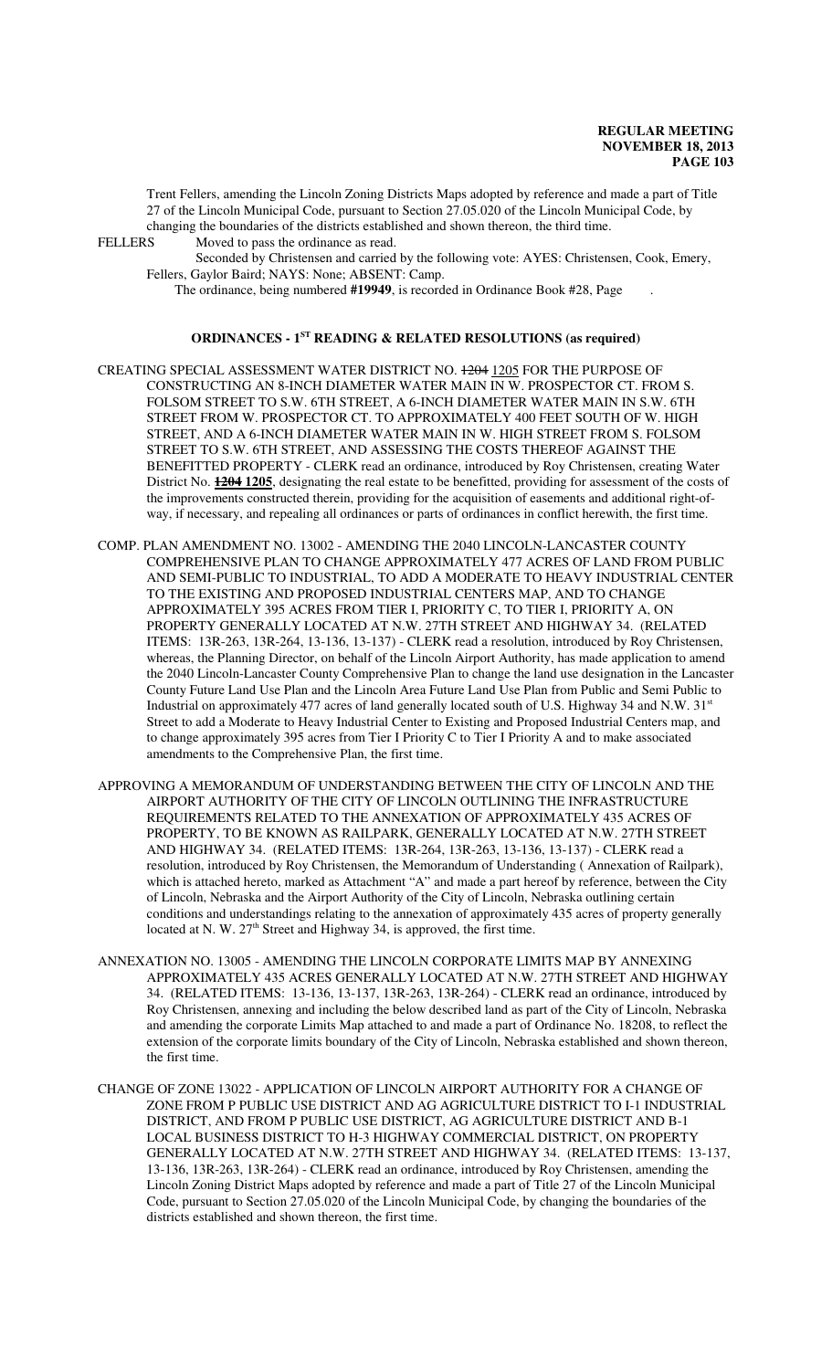Trent Fellers, amending the Lincoln Zoning Districts Maps adopted by reference and made a part of Title 27 of the Lincoln Municipal Code, pursuant to Section 27.05.020 of the Lincoln Municipal Code, by changing the boundaries of the districts established and shown thereon, the third time.

FELLERS Moved to pass the ordinance as read.

Seconded by Christensen and carried by the following vote: AYES: Christensen, Cook, Emery, Fellers, Gaylor Baird; NAYS: None; ABSENT: Camp.

The ordinance, being numbered **#19949**, is recorded in Ordinance Book #28, Page .

## ORDINANCES - 1ST READING & RELATED RESOLUTIONS (as required)

CREATING SPECIAL ASSESSMENT WATER DISTRICT NO. ~~1204~~ 1205 FOR THE PURPOSE OF CONSTRUCTING AN 8-INCH DIAMETER WATER MAIN IN W. PROSPECTOR CT. FROM S. FOLSOM STREET TO S.W. 6TH STREET, A 6-INCH DIAMETER WATER MAIN IN S.W. 6TH STREET FROM W. PROSPECTOR CT. TO APPROXIMATELY 400 FEET SOUTH OF W. HIGH STREET, AND A 6-INCH DIAMETER WATER MAIN IN W. HIGH STREET FROM S. FOLSOM STREET TO S.W. 6TH STREET, AND ASSESSING THE COSTS THEREOF AGAINST THE BENEFITTED PROPERTY - CLERK read an ordinance, introduced by Roy Christensen, creating Water District No. **~~1204~~ 1205**, designating the real estate to be benefitted, providing for assessment of the costs of the improvements constructed therein, providing for the acquisition of easements and additional right-of-way, if necessary, and repealing all ordinances or parts of ordinances in conflict herewith, the first time.

COMP. PLAN AMENDMENT NO. 13002 - AMENDING THE 2040 LINCOLN-LANCASTER COUNTY COMPREHENSIVE PLAN TO CHANGE APPROXIMATELY 477 ACRES OF LAND FROM PUBLIC AND SEMI-PUBLIC TO INDUSTRIAL, TO ADD A MODERATE TO HEAVY INDUSTRIAL CENTER TO THE EXISTING AND PROPOSED INDUSTRIAL CENTERS MAP, AND TO CHANGE APPROXIMATELY 395 ACRES FROM TIER I, PRIORITY C, TO TIER I, PRIORITY A, ON PROPERTY GENERALLY LOCATED AT N.W. 27TH STREET AND HIGHWAY 34. (RELATED ITEMS: 13R-263, 13R-264, 13-136, 13-137) - CLERK read a resolution, introduced by Roy Christensen, whereas, the Planning Director, on behalf of the Lincoln Airport Authority, has made application to amend the 2040 Lincoln-Lancaster County Comprehensive Plan to change the land use designation in the Lancaster County Future Land Use Plan and the Lincoln Area Future Land Use Plan from Public and Semi Public to Industrial on approximately 477 acres of land generally located south of U.S. Highway 34 and N.W. 31st Street to add a Moderate to Heavy Industrial Center to Existing and Proposed Industrial Centers map, and to change approximately 395 acres from Tier I Priority C to Tier I Priority A and to make associated amendments to the Comprehensive Plan, the first time.

APPROVING A MEMORANDUM OF UNDERSTANDING BETWEEN THE CITY OF LINCOLN AND THE AIRPORT AUTHORITY OF THE CITY OF LINCOLN OUTLINING THE INFRASTRUCTURE REQUIREMENTS RELATED TO THE ANNEXATION OF APPROXIMATELY 435 ACRES OF PROPERTY, TO BE KNOWN AS RAILPARK, GENERALLY LOCATED AT N.W. 27TH STREET AND HIGHWAY 34. (RELATED ITEMS: 13R-264, 13R-263, 13-136, 13-137) - CLERK read a resolution, introduced by Roy Christensen, the Memorandum of Understanding ( Annexation of Railpark), which is attached hereto, marked as Attachment "A" and made a part hereof by reference, between the City of Lincoln, Nebraska and the Airport Authority of the City of Lincoln, Nebraska outlining certain conditions and understandings relating to the annexation of approximately 435 acres of property generally located at N. W. 27th Street and Highway 34, is approved, the first time.

ANNEXATION NO. 13005 - AMENDING THE LINCOLN CORPORATE LIMITS MAP BY ANNEXING APPROXIMATELY 435 ACRES GENERALLY LOCATED AT N.W. 27TH STREET AND HIGHWAY 34. (RELATED ITEMS: 13-136, 13-137, 13R-263, 13R-264) - CLERK read an ordinance, introduced by Roy Christensen, annexing and including the below described land as part of the City of Lincoln, Nebraska and amending the corporate Limits Map attached to and made a part of Ordinance No. 18208, to reflect the extension of the corporate limits boundary of the City of Lincoln, Nebraska established and shown thereon, the first time.

CHANGE OF ZONE 13022 - APPLICATION OF LINCOLN AIRPORT AUTHORITY FOR A CHANGE OF ZONE FROM P PUBLIC USE DISTRICT AND AG AGRICULTURE DISTRICT TO I-1 INDUSTRIAL DISTRICT, AND FROM P PUBLIC USE DISTRICT, AG AGRICULTURE DISTRICT AND B-1 LOCAL BUSINESS DISTRICT TO H-3 HIGHWAY COMMERCIAL DISTRICT, ON PROPERTY GENERALLY LOCATED AT N.W. 27TH STREET AND HIGHWAY 34. (RELATED ITEMS: 13-137, 13-136, 13R-263, 13R-264) - CLERK read an ordinance, introduced by Roy Christensen, amending the Lincoln Zoning District Maps adopted by reference and made a part of Title 27 of the Lincoln Municipal Code, pursuant to Section 27.05.020 of the Lincoln Municipal Code, by changing the boundaries of the districts established and shown thereon, the first time.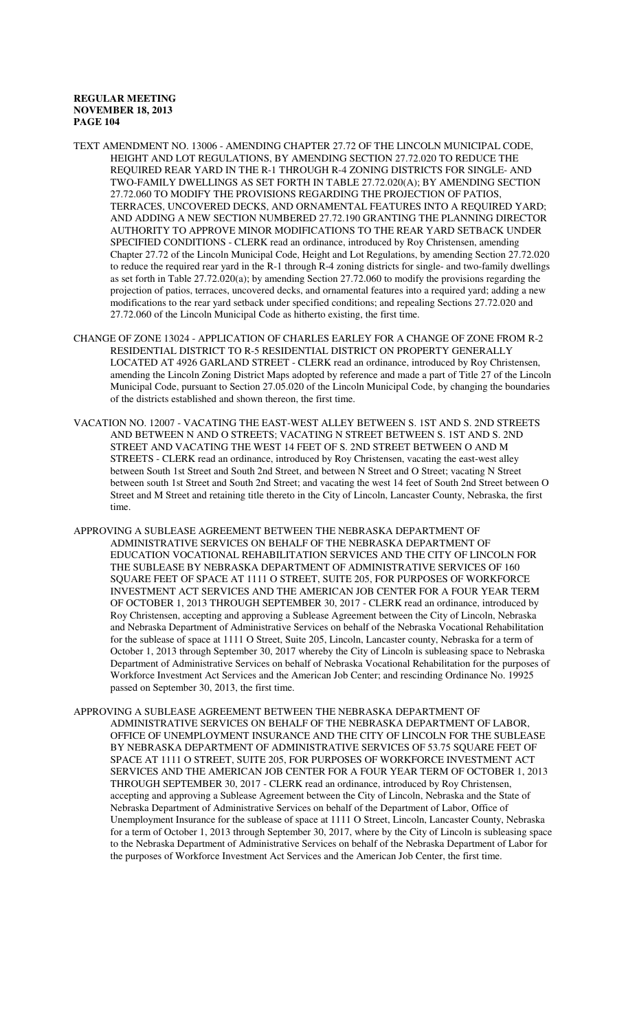TEXT AMENDMENT NO. 13006 - AMENDING CHAPTER 27.72 OF THE LINCOLN MUNICIPAL CODE, HEIGHT AND LOT REGULATIONS, BY AMENDING SECTION 27.72.020 TO REDUCE THE REQUIRED REAR YARD IN THE R-1 THROUGH R-4 ZONING DISTRICTS FOR SINGLE- AND TWO-FAMILY DWELLINGS AS SET FORTH IN TABLE 27.72.020(A); BY AMENDING SECTION 27.72.060 TO MODIFY THE PROVISIONS REGARDING THE PROJECTION OF PATIOS, TERRACES, UNCOVERED DECKS, AND ORNAMENTAL FEATURES INTO A REQUIRED YARD; AND ADDING A NEW SECTION NUMBERED 27.72.190 GRANTING THE PLANNING DIRECTOR AUTHORITY TO APPROVE MINOR MODIFICATIONS TO THE REAR YARD SETBACK UNDER SPECIFIED CONDITIONS - CLERK read an ordinance, introduced by Roy Christensen, amending Chapter 27.72 of the Lincoln Municipal Code, Height and Lot Regulations, by amending Section 27.72.020 to reduce the required rear yard in the R-1 through R-4 zoning districts for single- and two-family dwellings as set forth in Table 27.72.020(a); by amending Section 27.72.060 to modify the provisions regarding the projection of patios, terraces, uncovered decks, and ornamental features into a required yard; adding a new modifications to the rear yard setback under specified conditions; and repealing Sections 27.72.020 and 27.72.060 of the Lincoln Municipal Code as hitherto existing, the first time.

CHANGE OF ZONE 13024 - APPLICATION OF CHARLES EARLEY FOR A CHANGE OF ZONE FROM R-2 RESIDENTIAL DISTRICT TO R-5 RESIDENTIAL DISTRICT ON PROPERTY GENERALLY LOCATED AT 4926 GARLAND STREET - CLERK read an ordinance, introduced by Roy Christensen, amending the Lincoln Zoning District Maps adopted by reference and made a part of Title 27 of the Lincoln Municipal Code, pursuant to Section 27.05.020 of the Lincoln Municipal Code, by changing the boundaries of the districts established and shown thereon, the first time.

VACATION NO. 12007 - VACATING THE EAST-WEST ALLEY BETWEEN S. 1ST AND S. 2ND STREETS AND BETWEEN N AND O STREETS; VACATING N STREET BETWEEN S. 1ST AND S. 2ND STREET AND VACATING THE WEST 14 FEET OF S. 2ND STREET BETWEEN O AND M STREETS - CLERK read an ordinance, introduced by Roy Christensen, vacating the east-west alley between South 1st Street and South 2nd Street, and between N Street and O Street; vacating N Street between south 1st Street and South 2nd Street; and vacating the west 14 feet of South 2nd Street between O Street and M Street and retaining title thereto in the City of Lincoln, Lancaster County, Nebraska, the first time.

APPROVING A SUBLEASE AGREEMENT BETWEEN THE NEBRASKA DEPARTMENT OF ADMINISTRATIVE SERVICES ON BEHALF OF THE NEBRASKA DEPARTMENT OF EDUCATION VOCATIONAL REHABILITATION SERVICES AND THE CITY OF LINCOLN FOR THE SUBLEASE BY NEBRASKA DEPARTMENT OF ADMINISTRATIVE SERVICES OF 160 SQUARE FEET OF SPACE AT 1111 O STREET, SUITE 205, FOR PURPOSES OF WORKFORCE INVESTMENT ACT SERVICES AND THE AMERICAN JOB CENTER FOR A FOUR YEAR TERM OF OCTOBER 1, 2013 THROUGH SEPTEMBER 30, 2017 - CLERK read an ordinance, introduced by Roy Christensen, accepting and approving a Sublease Agreement between the City of Lincoln, Nebraska and Nebraska Department of Administrative Services on behalf of the Nebraska Vocational Rehabilitation for the sublease of space at 1111 O Street, Suite 205, Lincoln, Lancaster county, Nebraska for a term of October 1, 2013 through September 30, 2017 whereby the City of Lincoln is subleasing space to Nebraska Department of Administrative Services on behalf of Nebraska Vocational Rehabilitation for the purposes of Workforce Investment Act Services and the American Job Center; and rescinding Ordinance No. 19925 passed on September 30, 2013, the first time.

APPROVING A SUBLEASE AGREEMENT BETWEEN THE NEBRASKA DEPARTMENT OF ADMINISTRATIVE SERVICES ON BEHALF OF THE NEBRASKA DEPARTMENT OF LABOR, OFFICE OF UNEMPLOYMENT INSURANCE AND THE CITY OF LINCOLN FOR THE SUBLEASE BY NEBRASKA DEPARTMENT OF ADMINISTRATIVE SERVICES OF 53.75 SQUARE FEET OF SPACE AT 1111 O STREET, SUITE 205, FOR PURPOSES OF WORKFORCE INVESTMENT ACT SERVICES AND THE AMERICAN JOB CENTER FOR A FOUR YEAR TERM OF OCTOBER 1, 2013 THROUGH SEPTEMBER 30, 2017 - CLERK read an ordinance, introduced by Roy Christensen, accepting and approving a Sublease Agreement between the City of Lincoln, Nebraska and the State of Nebraska Department of Administrative Services on behalf of the Department of Labor, Office of Unemployment Insurance for the sublease of space at 1111 O Street, Lincoln, Lancaster County, Nebraska for a term of October 1, 2013 through September 30, 2017, where by the City of Lincoln is subleasing space to the Nebraska Department of Administrative Services on behalf of the Nebraska Department of Labor for the purposes of Workforce Investment Act Services and the American Job Center, the first time.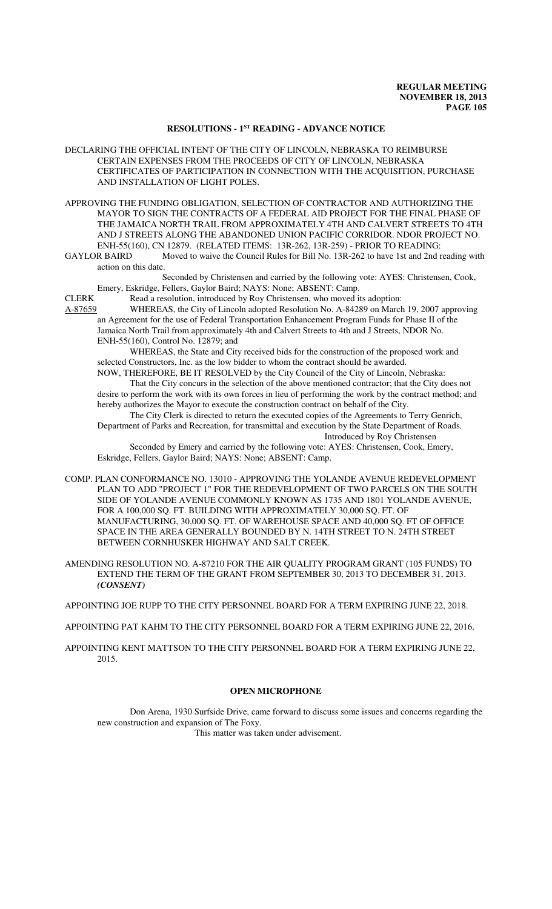## RESOLUTIONS - 1[ST] READING - ADVANCE NOTICE

DECLARING THE OFFICIAL INTENT OF THE CITY OF LINCOLN, NEBRASKA TO REIMBURSE CERTAIN EXPENSES FROM THE PROCEEDS OF CITY OF LINCOLN, NEBRASKA CERTIFICATES OF PARTICIPATION IN CONNECTION WITH THE ACQUISITION, PURCHASE AND INSTALLATION OF LIGHT POLES.

APPROVING THE FUNDING OBLIGATION, SELECTION OF CONTRACTOR AND AUTHORIZING THE MAYOR TO SIGN THE CONTRACTS OF A FEDERAL AID PROJECT FOR THE FINAL PHASE OF THE JAMAICA NORTH TRAIL FROM APPROXIMATELY 4TH AND CALVERT STREETS TO 4TH AND J STREETS ALONG THE ABANDONED UNION PACIFIC CORRIDOR. NDOR PROJECT NO. ENH-55(160), CN 12879. (RELATED ITEMS: 13R-262, 13R-259) - PRIOR TO READING:

GAYLOR BAIRD Moved to waive the Council Rules for Bill No. 13R-262 to have 1st and 2nd reading with action on this date.

Seconded by Christensen and carried by the following vote: AYES: Christensen, Cook, Emery, Eskridge, Fellers, Gaylor Baird; NAYS: None; ABSENT: Camp.

CLERK Read a resolution, introduced by Roy Christensen, who moved its adoption:

A-87659 WHEREAS, the City of Lincoln adopted Resolution No. A-84289 on March 19, 2007 approving an Agreement for the use of Federal Transportation Enhancement Program Funds for Phase II of the Jamaica North Trail from approximately 4th and Calvert Streets to 4th and J Streets, NDOR No. ENH-55(160), Control No. 12879; and

WHEREAS, the State and City received bids for the construction of the proposed work and selected Constructors, Inc. as the low bidder to whom the contract should be awarded.

NOW, THEREFORE, BE IT RESOLVED by the City Council of the City of Lincoln, Nebraska:

That the City concurs in the selection of the above mentioned contractor; that the City does not desire to perform the work with its own forces in lieu of performing the work by the contract method; and hereby authorizes the Mayor to execute the construction contract on behalf of the City.

The City Clerk is directed to return the executed copies of the Agreements to Terry Genrich, Department of Parks and Recreation, for transmittal and execution by the State Department of Roads.

Introduced by Roy Christensen

Seconded by Emery and carried by the following vote: AYES: Christensen, Cook, Emery, Eskridge, Fellers, Gaylor Baird; NAYS: None; ABSENT: Camp.

COMP. PLAN CONFORMANCE NO. 13010 - APPROVING THE YOLANDE AVENUE REDEVELOPMENT PLAN TO ADD "PROJECT 1" FOR THE REDEVELOPMENT OF TWO PARCELS ON THE SOUTH SIDE OF YOLANDE AVENUE COMMONLY KNOWN AS 1735 AND 1801 YOLANDE AVENUE, FOR A 100,000 SQ. FT. BUILDING WITH APPROXIMATELY 30,000 SQ. FT. OF MANUFACTURING, 30,000 SQ. FT. OF WAREHOUSE SPACE AND 40,000 SQ. FT OF OFFICE SPACE IN THE AREA GENERALLY BOUNDED BY N. 14TH STREET TO N. 24TH STREET BETWEEN CORNHUSKER HIGHWAY AND SALT CREEK.

AMENDING RESOLUTION NO. A-87210 FOR THE AIR QUALITY PROGRAM GRANT (105 FUNDS) TO EXTEND THE TERM OF THE GRANT FROM SEPTEMBER 30, 2013 TO DECEMBER 31, 2013. ***(CONSENT)***

APPOINTING JOE RUPP TO THE CITY PERSONNEL BOARD FOR A TERM EXPIRING JUNE 22, 2018.

APPOINTING PAT KAHM TO THE CITY PERSONNEL BOARD FOR A TERM EXPIRING JUNE 22, 2016.

APPOINTING KENT MATTSON TO THE CITY PERSONNEL BOARD FOR A TERM EXPIRING JUNE 22, 2015.

## OPEN MICROPHONE

Don Arena, 1930 Surfside Drive, came forward to discuss some issues and concerns regarding the new construction and expansion of The Foxy.

This matter was taken under advisement.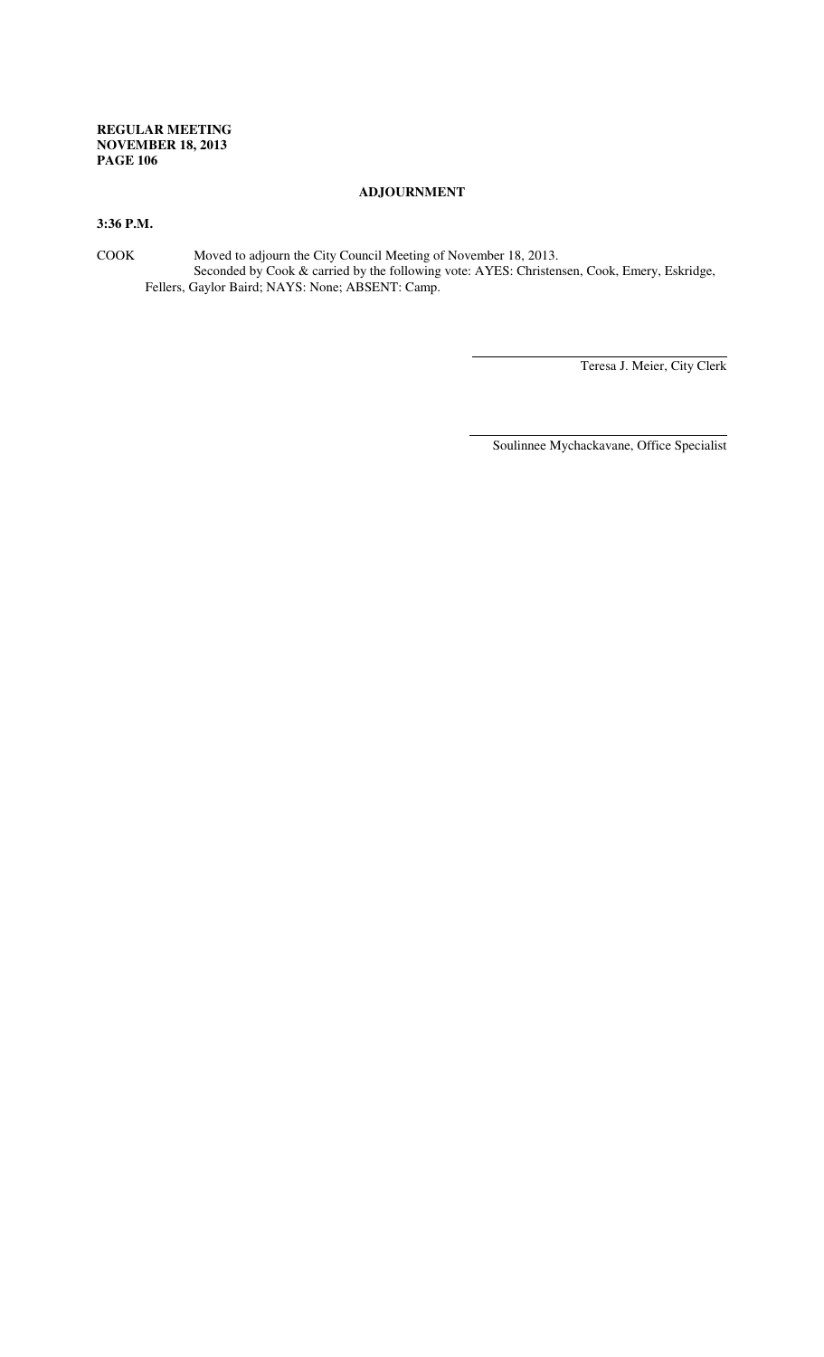## ADJOURNMENT

**3:36 P.M.**

COOK Moved to adjourn the City Council Meeting of November 18, 2013.
Seconded by Cook & carried by the following vote: AYES: Christensen, Cook, Emery, Eskridge, Fellers, Gaylor Baird; NAYS: None; ABSENT: Camp.

Teresa J. Meier, City Clerk

Soulinnee Mychackavane, Office Specialist